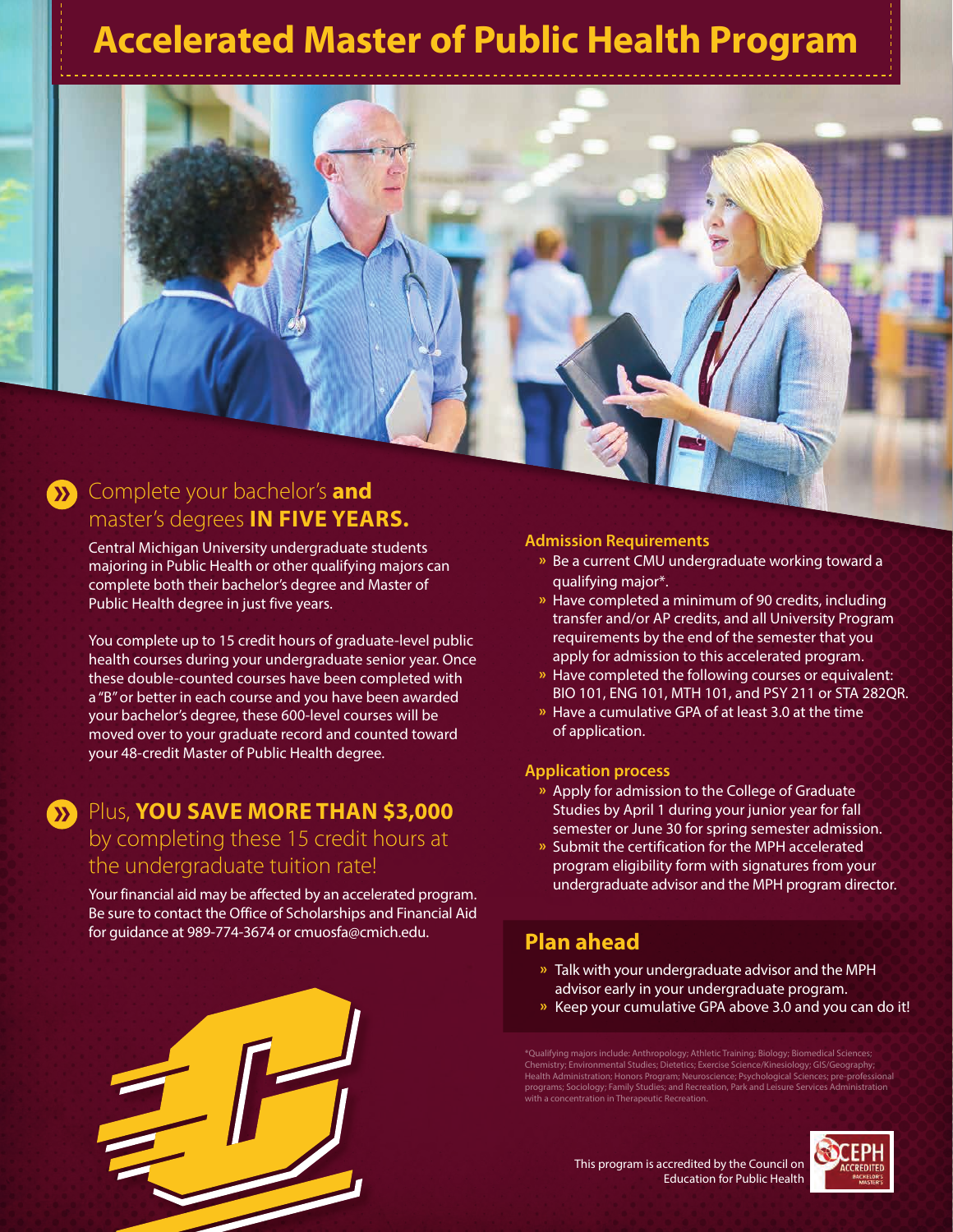# Accelerated Master of Public Health Program

## Complete your bachelor's **and** master's degrees **IN FIVE YEARS.**

Central Michigan University undergraduate students majoring in Public Health or other qualifying majors can complete both their bachelor's degree and Master of Public Health degree in just five years.

You complete up to 15 credit hours of graduate-level public health courses during your undergraduate senior year. Once these double-counted courses have been completed with a "B" or better in each course and you have been awarded your bachelor's degree, these 600-level courses will be moved over to your graduate record and counted toward your 48-credit Master of Public Health degree.

## Plus, **YOU SAVE MORE THAN $3,000** by completing these 15 credit hours at the undergraduate tuition rate!

Your financial aid may be affected by an accelerated program. Be sure to contact the Office of Scholarships and Financial Aid for guidance at 989-774-3674 or cmuosfa@cmich.edu.

### Admission Requirements

- Be a current CMU undergraduate working toward a qualifying major*.
- Have completed a minimum of 90 credits, including transfer and/or AP credits, and all University Program requirements by the end of the semester that you apply for admission to this accelerated program.
- Have completed the following courses or equivalent: BIO 101, ENG 101, MTH 101, and PSY 211 or STA 282QR.
- Have a cumulative GPA of at least 3.0 at the time of application.

### Application process

- Apply for admission to the College of Graduate Studies by April 1 during your junior year for fall semester or June 30 for spring semester admission.
- Submit the certification for the MPH accelerated program eligibility form with signatures from your undergraduate advisor and the MPH program director.

## Plan ahead

- Talk with your undergraduate advisor and the MPH advisor early in your undergraduate program.
- Keep your cumulative GPA above 3.0 and you can do it!

*Qualifying majors include: Anthropology; Athletic Training; Biology; Biomedical Sciences; Chemistry; Environmental Studies; Dietetics; Exercise Science/Kinesiology; GIS/Geography; Health Administration; Honors Program; Neuroscience; Psychological Sciences; pre-professional programs; Sociology; Family Studies; and Recreation, Park and Leisure Services Administration with a concentration in Therapeutic Recreation.

This program is accredited by the Council on Education for Public Health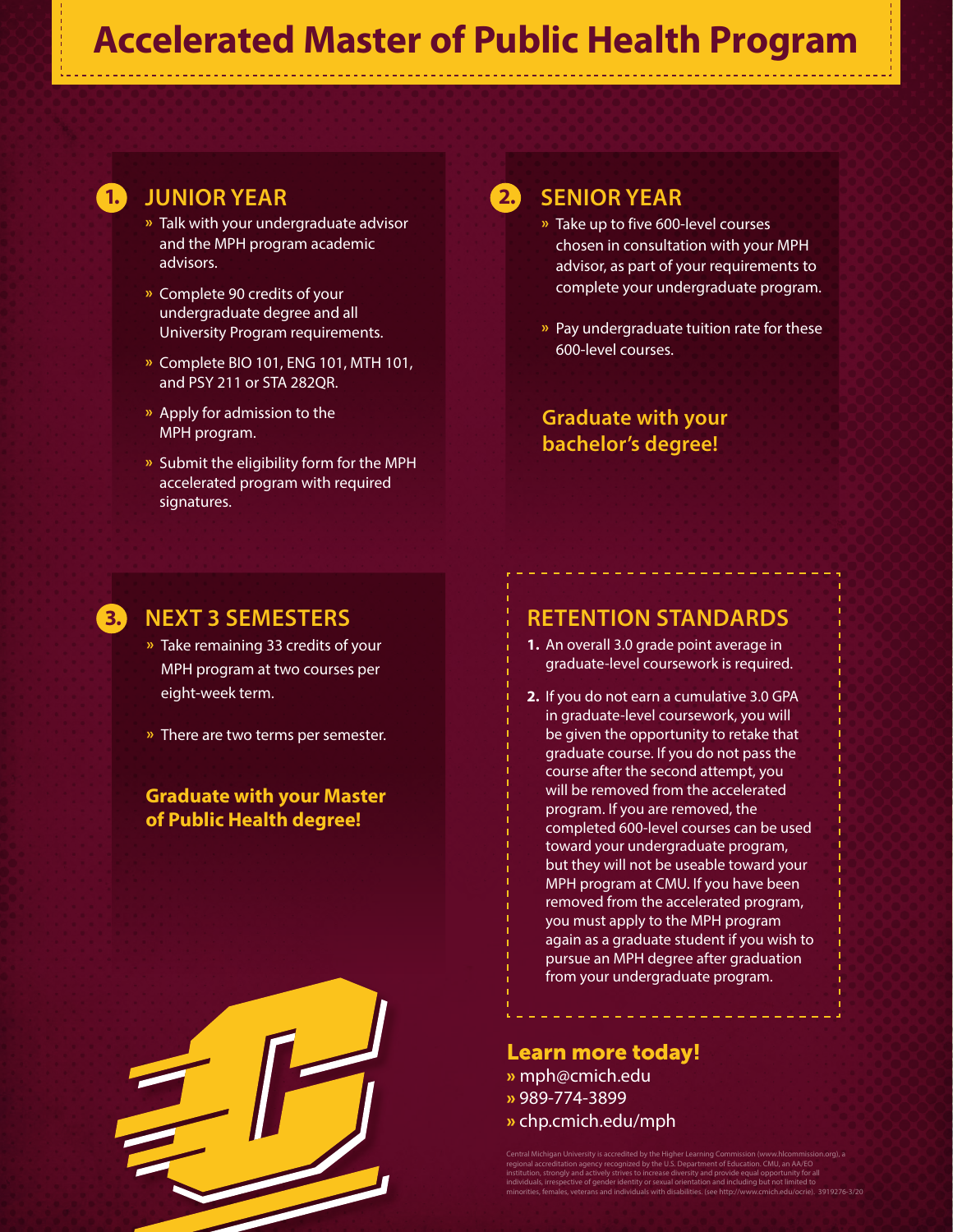# Accelerated Master of Public Health Program

## 1. JUNIOR YEAR

- Talk with your undergraduate advisor and the MPH program academic advisors.
- Complete 90 credits of your undergraduate degree and all University Program requirements.
- Complete BIO 101, ENG 101, MTH 101, and PSY 211 or STA 282QR.
- Apply for admission to the MPH program.
- Submit the eligibility form for the MPH accelerated program with required signatures.

## 2. SENIOR YEAR

- Take up to five 600-level courses chosen in consultation with your MPH advisor, as part of your requirements to complete your undergraduate program.
- Pay undergraduate tuition rate for these 600-level courses.

**Graduate with your bachelor's degree!**

## 3. NEXT 3 SEMESTERS

- Take remaining 33 credits of your MPH program at two courses per eight-week term.
- There are two terms per semester.

**Graduate with your Master of Public Health degree!**

## RETENTION STANDARDS

1. An overall 3.0 grade point average in graduate-level coursework is required.
2. If you do not earn a cumulative 3.0 GPA in graduate-level coursework, you will be given the opportunity to retake that graduate course. If you do not pass the course after the second attempt, you will be removed from the accelerated program. If you are removed, the completed 600-level courses can be used toward your undergraduate program, but they will not be useable toward your MPH program at CMU. If you have been removed from the accelerated program, you must apply to the MPH program again as a graduate student if you wish to pursue an MPH degree after graduation from your undergraduate program.

## Learn more today!

- mph@cmich.edu
- 989-774-3899
- chp.cmich.edu/mph

Central Michigan University is accredited by the Higher Learning Commission (www.hlcommission.org), a regional accreditation agency recognized by the U.S. Department of Education. CMU, an AA/EO institution, strongly and actively strives to increase diversity and provide equal opportunity for all individuals, irrespective of gender identity or sexual orientation and including but not limited to minorities, females, veterans and individuals with disabilities. (see http://www.cmich.edu/ocrie). 3919276-3/20